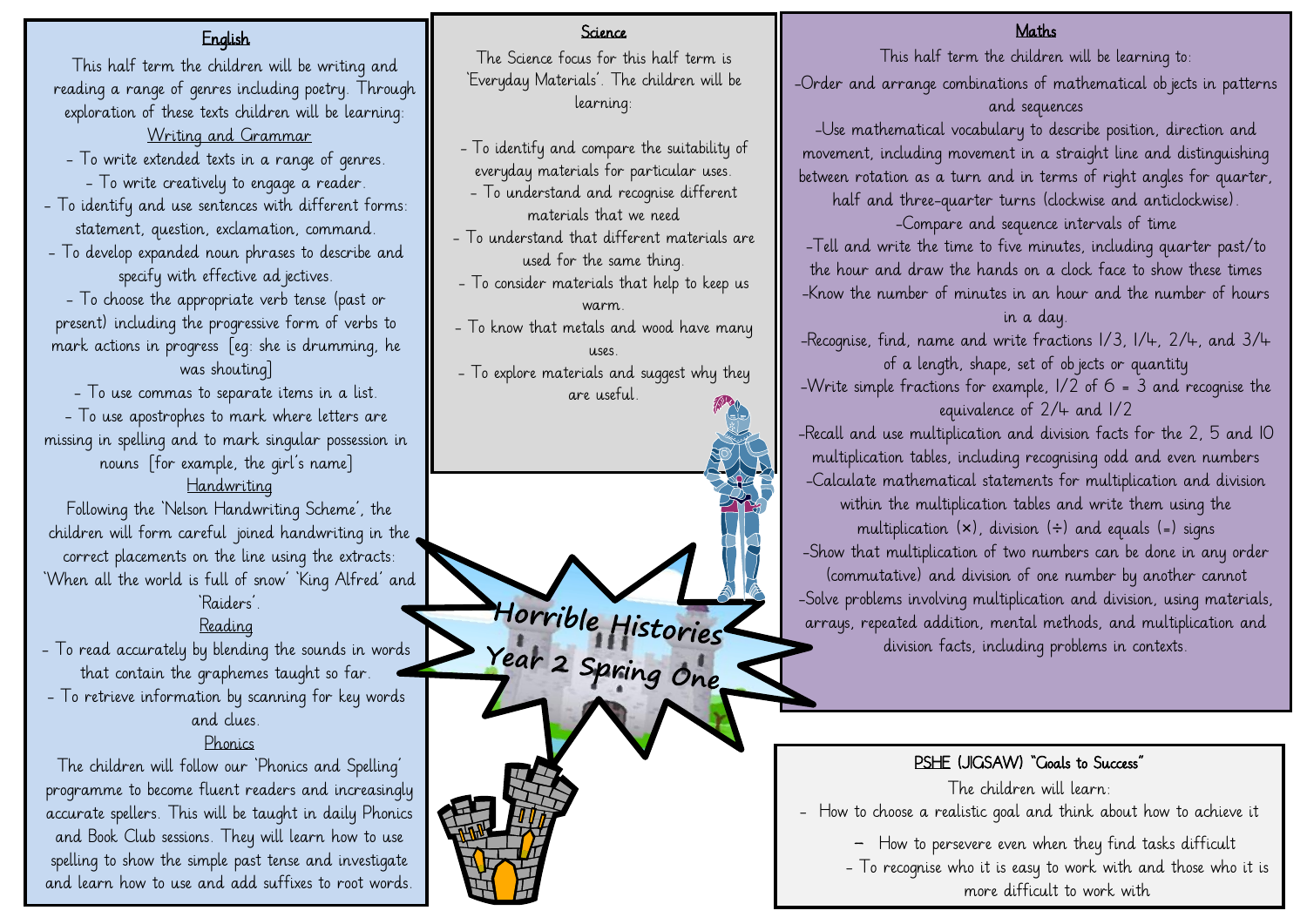# Horrible Histories
## Year 2 Spring One

## English

This half term the children will be writing and reading a range of genres including poetry. Through exploration of these texts children will be learning:

### Writing and Grammar

- To write extended texts in a range of genres.
- To write creatively to engage a reader.
- To identify and use sentences with different forms: statement, question, exclamation, command.
- To develop expanded noun phrases to describe and specify with effective adjectives.
- To choose the appropriate verb tense (past or present) including the progressive form of verbs to mark actions in progress [eg: she is drumming, he was shouting]
- To use commas to separate items in a list.
- To use apostrophes to mark where letters are missing in spelling and to mark singular possession in nouns [for example, the girl's name]

### Handwriting

Following the 'Nelson Handwriting Scheme', the children will form careful joined handwriting in the correct placements on the line using the extracts: 'When all the world is full of snow' 'King Alfred' and 'Raiders'.

### Reading

- To read accurately by blending the sounds in words that contain the graphemes taught so far.
- To retrieve information by scanning for key words and clues.

### Phonics

The children will follow our 'Phonics and Spelling' programme to become fluent readers and increasingly accurate spellers. This will be taught in daily Phonics and Book Club sessions. They will learn how to use spelling to show the simple past tense and investigate and learn how to use and add suffixes to root words.

## Science

The Science focus for this half term is 'Everyday Materials'. The children will be learning:

- To identify and compare the suitability of everyday materials for particular uses.
- To understand and recognise different materials that we need
- To understand that different materials are used for the same thing.
- To consider materials that help to keep us warm.
- To know that metals and wood have many uses.
- To explore materials and suggest why they are useful.

## Maths

This half term the children will be learning to:

- Order and arrange combinations of mathematical objects in patterns and sequences
- Use mathematical vocabulary to describe position, direction and movement, including movement in a straight line and distinguishing between rotation as a turn and in terms of right angles for quarter, half and three-quarter turns (clockwise and anticlockwise).
- Compare and sequence intervals of time
- Tell and write the time to five minutes, including quarter past/to the hour and draw the hands on a clock face to show these times
- Know the number of minutes in an hour and the number of hours in a day.
- Recognise, find, name and write fractions 1/3, 1/4, 2/4, and 3/4 of a length, shape, set of objects or quantity
- Write simple fractions for example, 1/2 of 6 = 3 and recognise the equivalence of 2/4 and 1/2
- Recall and use multiplication and division facts for the 2, 5 and 10 multiplication tables, including recognising odd and even numbers
- Calculate mathematical statements for multiplication and division within the multiplication tables and write them using the multiplication (×), division (÷) and equals (=) signs
- Show that multiplication of two numbers can be done in any order (commutative) and division of one number by another cannot
- Solve problems involving multiplication and division, using materials, arrays, repeated addition, mental methods, and multiplication and division facts, including problems in contexts.

## PSHE (JIGSAW) "Goals to Success"

The children will learn:

- How to choose a realistic goal and think about how to achieve it
- How to persevere even when they find tasks difficult
- To recognise who it is easy to work with and those who it is more difficult to work with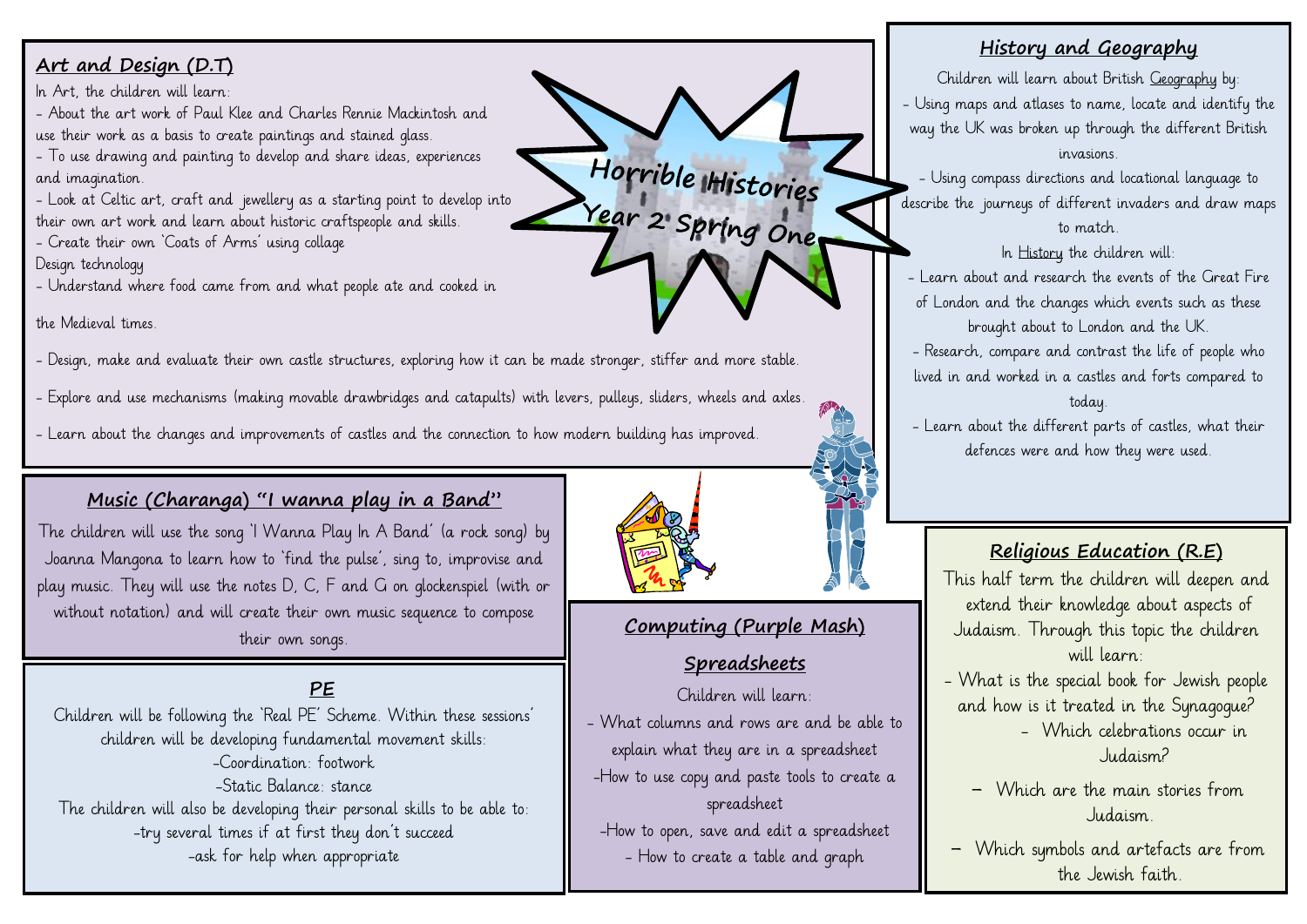# Horrible Histories

## Year 2 Spring One

## Art and Design (D.T)

In Art, the children will learn:

- About the art work of Paul Klee and Charles Rennie Mackintosh and use their work as a basis to create paintings and stained glass.
- To use drawing and painting to develop and share ideas, experiences and imagination.
- Look at Celtic art, craft and jewellery as a starting point to develop into their own art work and learn about historic craftspeople and skills.
- Create their own 'Coats of Arms' using collage

Design technology

- Understand where food came from and what people ate and cooked in the Medieval times.
- Design, make and evaluate their own castle structures, exploring how it can be made stronger, stiffer and more stable.
- Explore and use mechanisms (making movable drawbridges and catapults) with levers, pulleys, sliders, wheels and axles.
- Learn about the changes and improvements of castles and the connection to how modern building has improved.

## History and Geography

Children will learn about British Geography by:

- Using maps and atlases to name, locate and identify the way the UK was broken up through the different British invasions.
- Using compass directions and locational language to describe the journeys of different invaders and draw maps to match.

In History the children will:

- Learn about and research the events of the Great Fire of London and the changes which events such as these brought about to London and the UK.
- Research, compare and contrast the life of people who lived in and worked in a castles and forts compared to today.
- Learn about the different parts of castles, what their defences were and how they were used.

## Music (Charanga) "I wanna play in a Band"

The children will use the song 'I Wanna Play In A Band' (a rock song) by Joanna Mangona to learn how to 'find the pulse', sing to, improvise and play music. They will use the notes D, C, F and G on glockenspiel (with or without notation) and will create their own music sequence to compose their own songs.

## PE

Children will be following the 'Real PE' Scheme. Within these sessions' children will be developing fundamental movement skills:

-Coordination: footwork

-Static Balance: stance

The children will also be developing their personal skills to be able to:

-try several times if at first they don't succeed

-ask for help when appropriate

## Computing (Purple Mash)

## Spreadsheets

Children will learn:

- What columns and rows are and be able to explain what they are in a spreadsheet
- How to use copy and paste tools to create a spreadsheet
- How to open, save and edit a spreadsheet
- How to create a table and graph

## Religious Education (R.E)

This half term the children will deepen and extend their knowledge about aspects of Judaism. Through this topic the children will learn:

- What is the special book for Jewish people and how is it treated in the Synagogue?
- Which celebrations occur in Judaism?
- Which are the main stories from Judaism.
- Which symbols and artefacts are from the Jewish faith.